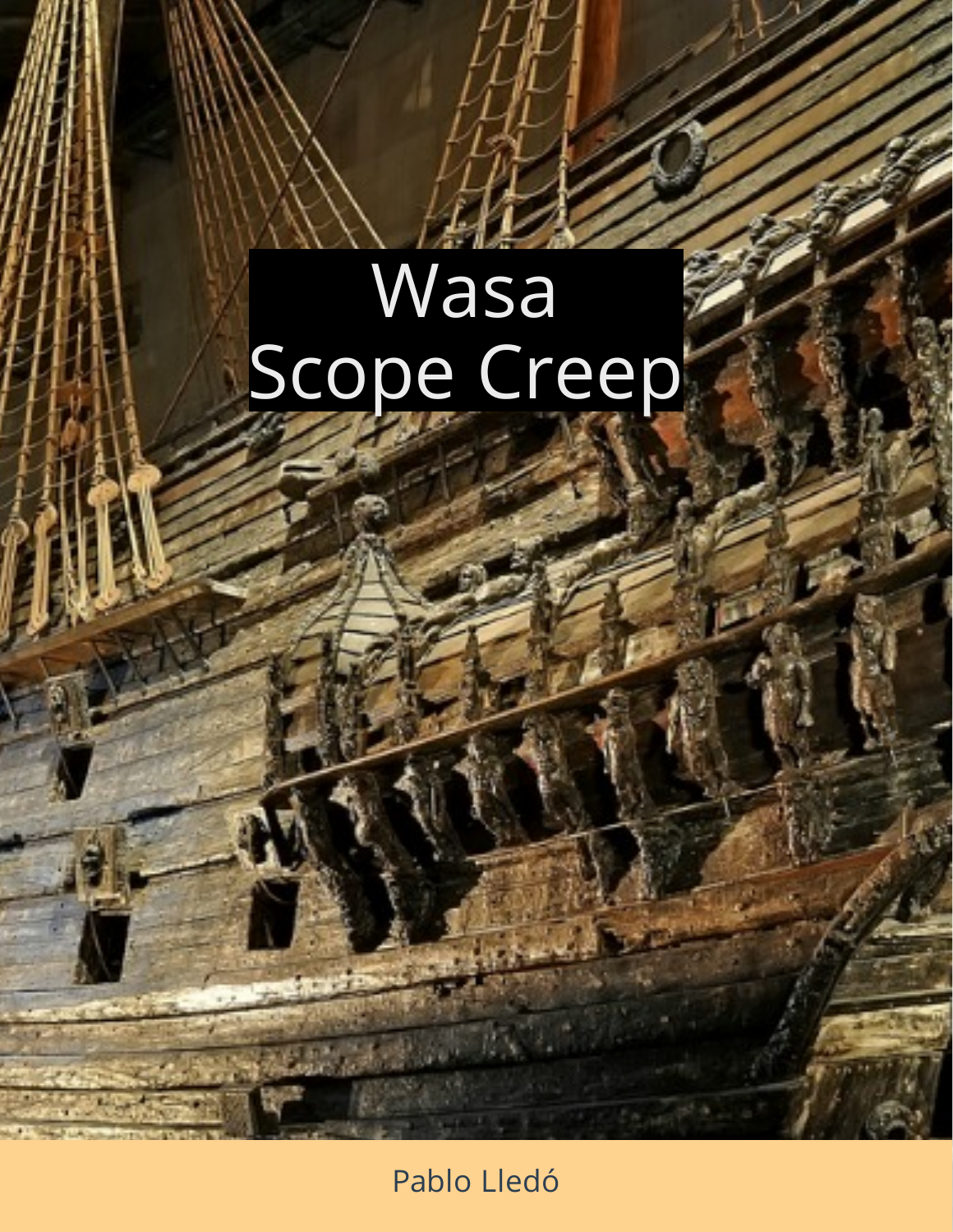# Wasa
# Scope Creep

Pablo Lledó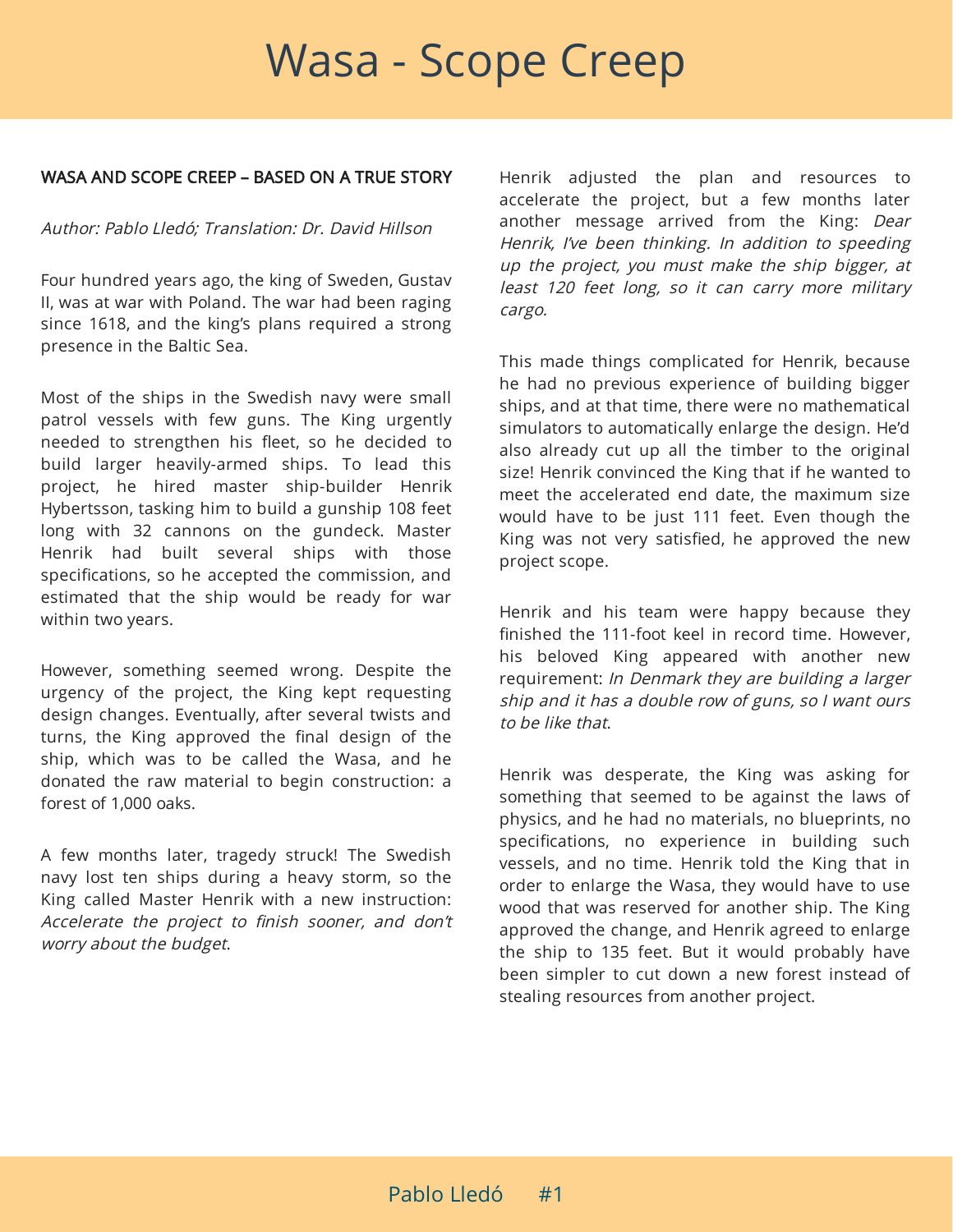# Wasa - Scope Creep

WASA AND SCOPE CREEP – BASED ON A TRUE STORY

*Author: Pablo Lledó; Translation: Dr. David Hillson*

Four hundred years ago, the king of Sweden, Gustav II, was at war with Poland. The war had been raging since 1618, and the king's plans required a strong presence in the Baltic Sea.

Most of the ships in the Swedish navy were small patrol vessels with few guns. The King urgently needed to strengthen his fleet, so he decided to build larger heavily-armed ships. To lead this project, he hired master ship-builder Henrik Hybertsson, tasking him to build a gunship 108 feet long with 32 cannons on the gundeck. Master Henrik had built several ships with those specifications, so he accepted the commission, and estimated that the ship would be ready for war within two years.

However, something seemed wrong. Despite the urgency of the project, the King kept requesting design changes. Eventually, after several twists and turns, the King approved the final design of the ship, which was to be called the Wasa, and he donated the raw material to begin construction: a forest of 1,000 oaks.

A few months later, tragedy struck! The Swedish navy lost ten ships during a heavy storm, so the King called Master Henrik with a new instruction: *Accelerate the project to finish sooner, and don't worry about the budget*.

Henrik adjusted the plan and resources to accelerate the project, but a few months later another message arrived from the King: *Dear Henrik, I've been thinking. In addition to speeding up the project, you must make the ship bigger, at least 120 feet long, so it can carry more military cargo.*

This made things complicated for Henrik, because he had no previous experience of building bigger ships, and at that time, there were no mathematical simulators to automatically enlarge the design. He'd also already cut up all the timber to the original size! Henrik convinced the King that if he wanted to meet the accelerated end date, the maximum size would have to be just 111 feet. Even though the King was not very satisfied, he approved the new project scope.

Henrik and his team were happy because they finished the 111-foot keel in record time. However, his beloved King appeared with another new requirement: *In Denmark they are building a larger ship and it has a double row of guns, so I want ours to be like that*.

Henrik was desperate, the King was asking for something that seemed to be against the laws of physics, and he had no materials, no blueprints, no specifications, no experience in building such vessels, and no time. Henrik told the King that in order to enlarge the Wasa, they would have to use wood that was reserved for another ship. The King approved the change, and Henrik agreed to enlarge the ship to 135 feet. But it would probably have been simpler to cut down a new forest instead of stealing resources from another project.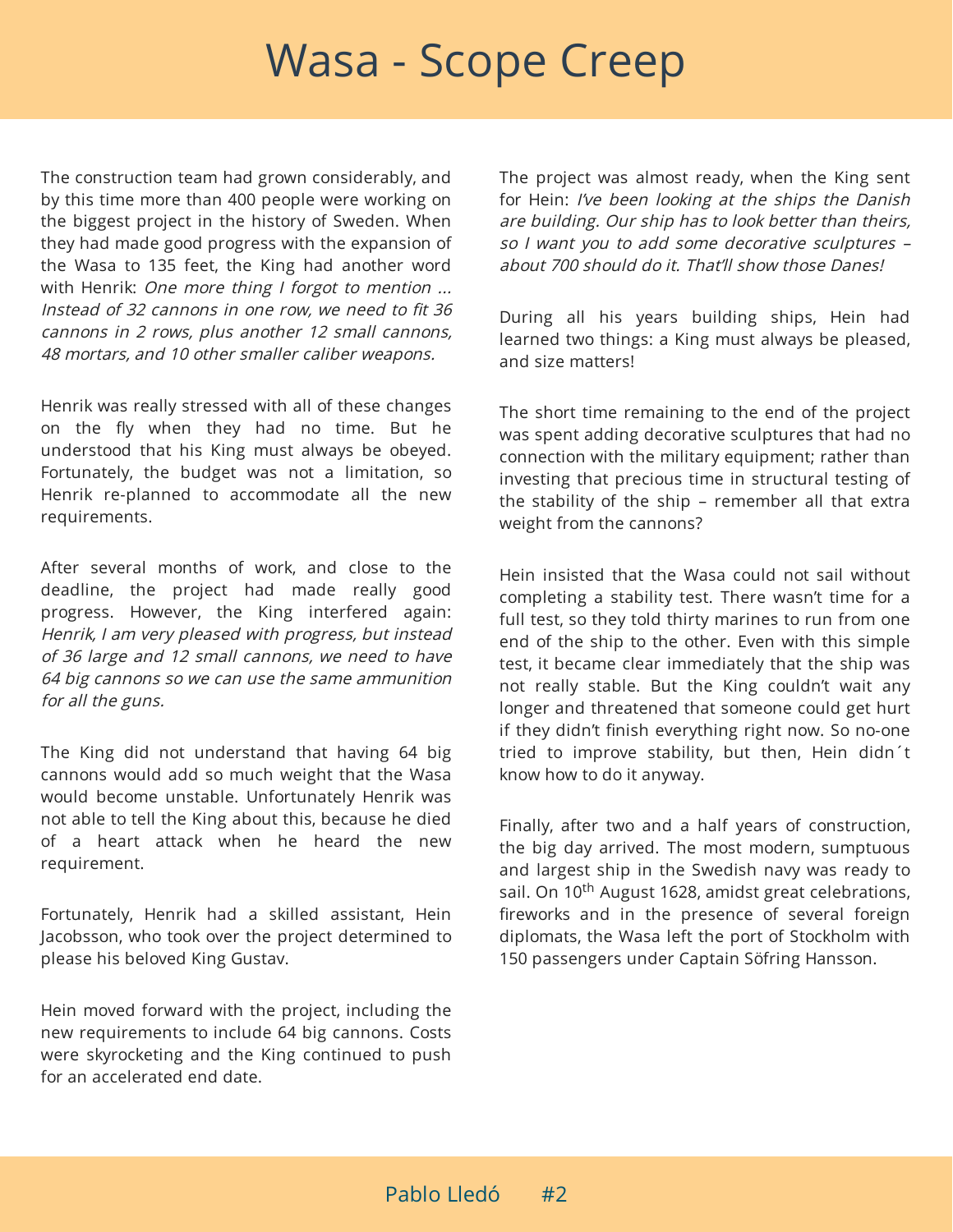# Wasa - Scope Creep

The construction team had grown considerably, and by this time more than 400 people were working on the biggest project in the history of Sweden. When they had made good progress with the expansion of the Wasa to 135 feet, the King had another word with Henrik: *One more thing I forgot to mention ... Instead of 32 cannons in one row, we need to fit 36 cannons in 2 rows, plus another 12 small cannons, 48 mortars, and 10 other smaller caliber weapons.*

Henrik was really stressed with all of these changes on the fly when they had no time. But he understood that his King must always be obeyed. Fortunately, the budget was not a limitation, so Henrik re-planned to accommodate all the new requirements.

After several months of work, and close to the deadline, the project had made really good progress. However, the King interfered again: *Henrik, I am very pleased with progress, but instead of 36 large and 12 small cannons, we need to have 64 big cannons so we can use the same ammunition for all the guns.*

The King did not understand that having 64 big cannons would add so much weight that the Wasa would become unstable. Unfortunately Henrik was not able to tell the King about this, because he died of a heart attack when he heard the new requirement.

Fortunately, Henrik had a skilled assistant, Hein Jacobsson, who took over the project determined to please his beloved King Gustav.

Hein moved forward with the project, including the new requirements to include 64 big cannons. Costs were skyrocketing and the King continued to push for an accelerated end date.

The project was almost ready, when the King sent for Hein: *I've been looking at the ships the Danish are building. Our ship has to look better than theirs, so I want you to add some decorative sculptures – about 700 should do it. That'll show those Danes!*

During all his years building ships, Hein had learned two things: a King must always be pleased, and size matters!

The short time remaining to the end of the project was spent adding decorative sculptures that had no connection with the military equipment; rather than investing that precious time in structural testing of the stability of the ship – remember all that extra weight from the cannons?

Hein insisted that the Wasa could not sail without completing a stability test. There wasn't time for a full test, so they told thirty marines to run from one end of the ship to the other. Even with this simple test, it became clear immediately that the ship was not really stable. But the King couldn't wait any longer and threatened that someone could get hurt if they didn't finish everything right now. So no-one tried to improve stability, but then, Hein didn´t know how to do it anyway.

Finally, after two and a half years of construction, the big day arrived. The most modern, sumptuous and largest ship in the Swedish navy was ready to sail. On 10th August 1628, amidst great celebrations, fireworks and in the presence of several foreign diplomats, the Wasa left the port of Stockholm with 150 passengers under Captain Söfring Hansson.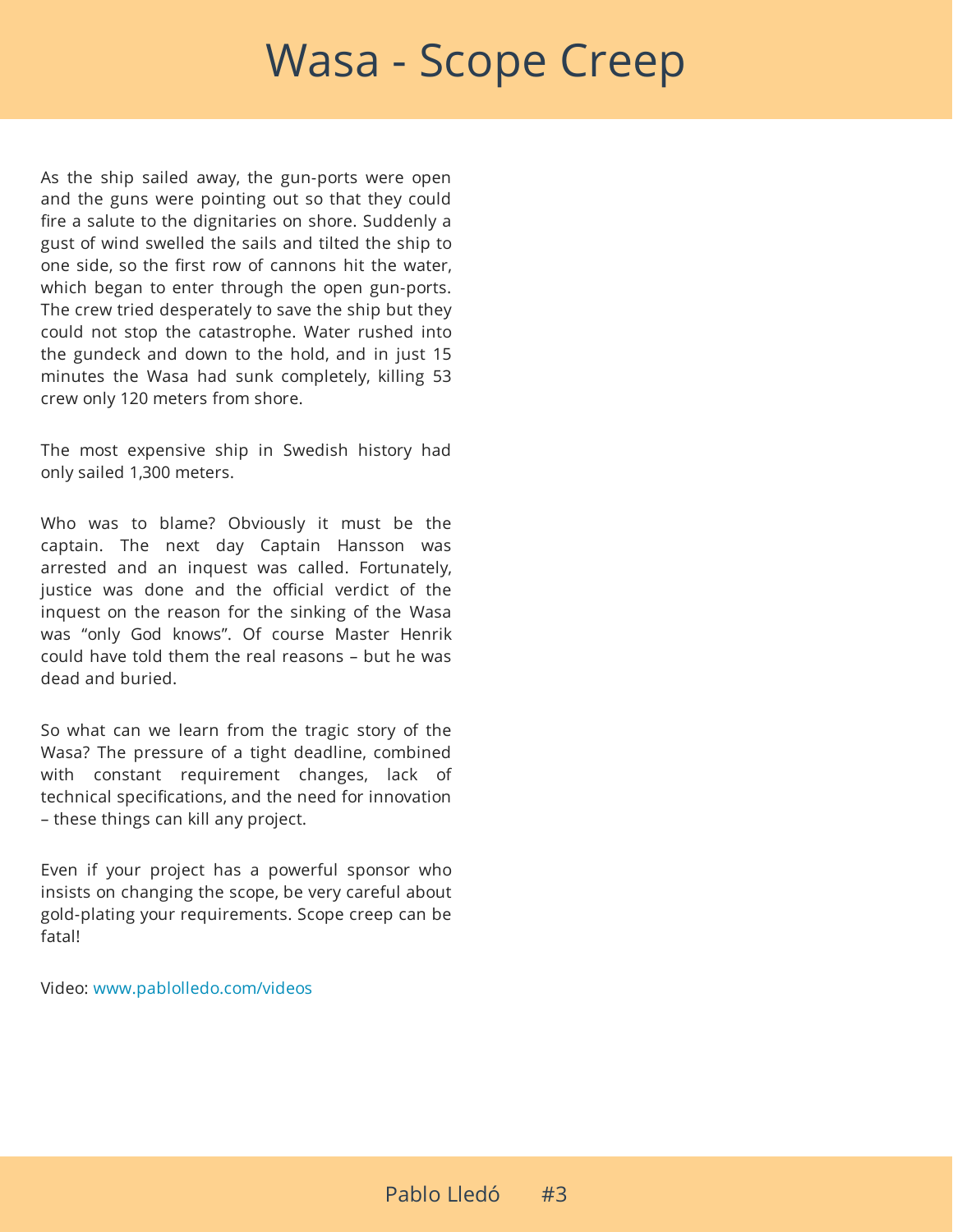# Wasa - Scope Creep

As the ship sailed away, the gun-ports were open and the guns were pointing out so that they could fire a salute to the dignitaries on shore. Suddenly a gust of wind swelled the sails and tilted the ship to one side, so the first row of cannons hit the water, which began to enter through the open gun-ports. The crew tried desperately to save the ship but they could not stop the catastrophe. Water rushed into the gundeck and down to the hold, and in just 15 minutes the Wasa had sunk completely, killing 53 crew only 120 meters from shore.

The most expensive ship in Swedish history had only sailed 1,300 meters.

Who was to blame? Obviously it must be the captain. The next day Captain Hansson was arrested and an inquest was called. Fortunately, justice was done and the official verdict of the inquest on the reason for the sinking of the Wasa was “only God knows”. Of course Master Henrik could have told them the real reasons – but he was dead and buried.

So what can we learn from the tragic story of the Wasa? The pressure of a tight deadline, combined with constant requirement changes, lack of technical specifications, and the need for innovation – these things can kill any project.

Even if your project has a powerful sponsor who insists on changing the scope, be very careful about gold-plating your requirements. Scope creep can be fatal!

Video: www.pablolledo.com/videos